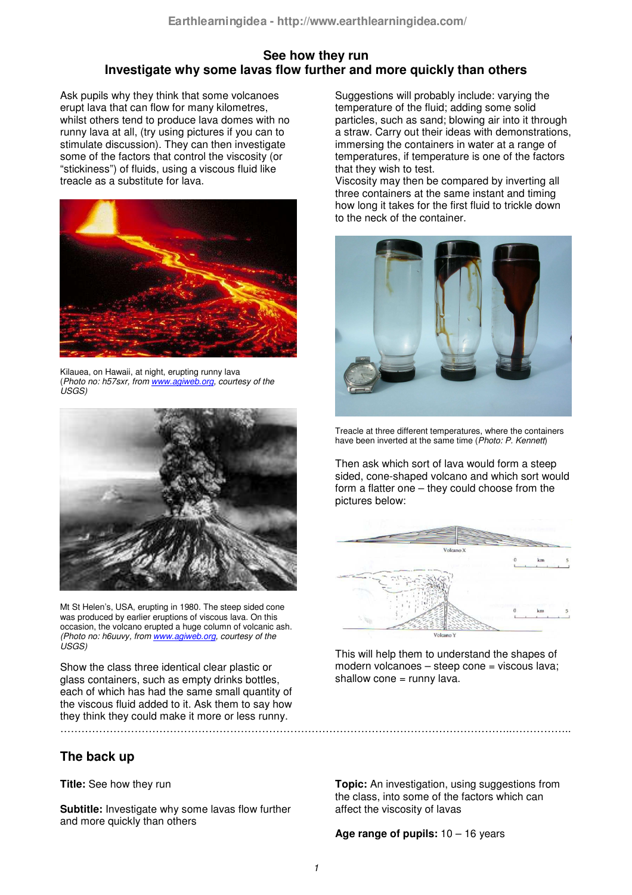# See how they run
## Investigate why some lavas flow further and more quickly than others

Ask pupils why they think that some volcanoes erupt lava that can flow for many kilometres, whilst others tend to produce lava domes with no runny lava at all, (try using pictures if you can to stimulate discussion). They can then investigate some of the factors that control the viscosity (or "stickiness") of fluids, using a viscous fluid like treacle as a substitute for lava.

Kilauea, on Hawaii, at night, erupting runny lava
(*Photo no: h57sxr, from www.agiweb.org, courtesy of the USGS)*

Mt St Helen's, USA, erupting in 1980. The steep sided cone was produced by earlier eruptions of viscous lava. On this occasion, the volcano erupted a huge column of volcanic ash. *(Photo no: h6uuvy, from www.agiweb.org, courtesy of the USGS)*

Show the class three identical clear plastic or glass containers, such as empty drinks bottles, each of which has had the same small quantity of the viscous fluid added to it. Ask them to say how they think they could make it more or less runny.

Suggestions will probably include: varying the temperature of the fluid; adding some solid particles, such as sand; blowing air into it through a straw. Carry out their ideas with demonstrations, immersing the containers in water at a range of temperatures, if temperature is one of the factors that they wish to test.
Viscosity may then be compared by inverting all three containers at the same instant and timing how long it takes for the first fluid to trickle down to the neck of the container.

Treacle at three different temperatures, where the containers have been inverted at the same time (*Photo: P. Kennett*)

Then ask which sort of lava would form a steep sided, cone-shaped volcano and which sort would form a flatter one – they could choose from the pictures below:

This will help them to understand the shapes of modern volcanoes – steep cone = viscous lava; shallow cone = runny lava.

---

## The back up

**Title:** See how they run

**Subtitle:** Investigate why some lavas flow further and more quickly than others

**Topic:** An investigation, using suggestions from the class, into some of the factors which can affect the viscosity of lavas

**Age range of pupils:** 10 – 16 years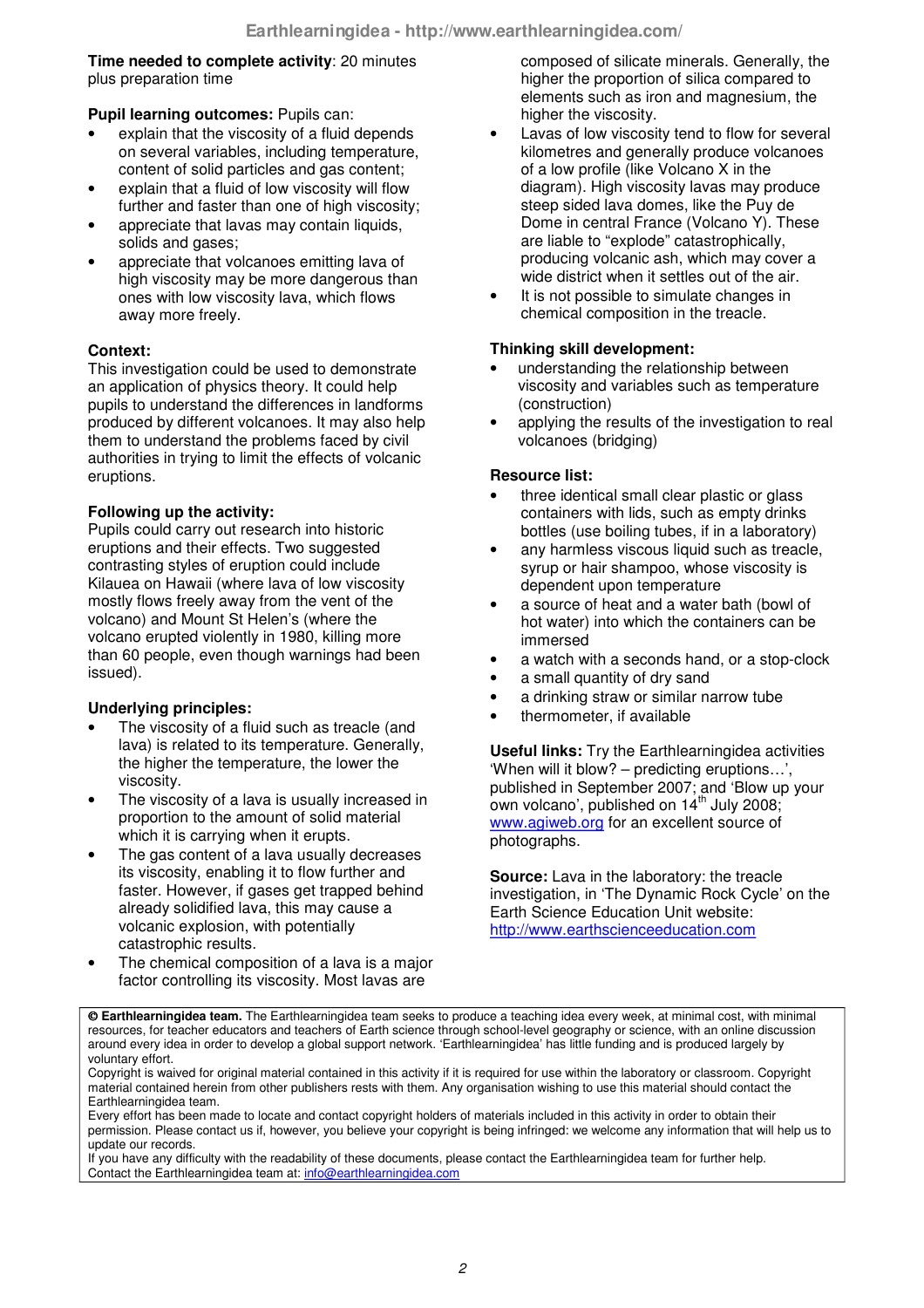**Time needed to complete activity**: 20 minutes plus preparation time

**Pupil learning outcomes:** Pupils can:

- explain that the viscosity of a fluid depends on several variables, including temperature, content of solid particles and gas content;
- explain that a fluid of low viscosity will flow further and faster than one of high viscosity;
- appreciate that lavas may contain liquids, solids and gases;
- appreciate that volcanoes emitting lava of high viscosity may be more dangerous than ones with low viscosity lava, which flows away more freely.

**Context:**
This investigation could be used to demonstrate an application of physics theory. It could help pupils to understand the differences in landforms produced by different volcanoes. It may also help them to understand the problems faced by civil authorities in trying to limit the effects of volcanic eruptions.

**Following up the activity:**
Pupils could carry out research into historic eruptions and their effects. Two suggested contrasting styles of eruption could include Kilauea on Hawaii (where lava of low viscosity mostly flows freely away from the vent of the volcano) and Mount St Helen's (where the volcano erupted violently in 1980, killing more than 60 people, even though warnings had been issued).

**Underlying principles:**

- The viscosity of a fluid such as treacle (and lava) is related to its temperature. Generally, the higher the temperature, the lower the viscosity.
- The viscosity of a lava is usually increased in proportion to the amount of solid material which it is carrying when it erupts.
- The gas content of a lava usually decreases its viscosity, enabling it to flow further and faster. However, if gases get trapped behind already solidified lava, this may cause a volcanic explosion, with potentially catastrophic results.
- The chemical composition of a lava is a major factor controlling its viscosity. Most lavas are composed of silicate minerals. Generally, the higher the proportion of silica compared to elements such as iron and magnesium, the higher the viscosity.
- Lavas of low viscosity tend to flow for several kilometres and generally produce volcanoes of a low profile (like Volcano X in the diagram). High viscosity lavas may produce steep sided lava domes, like the Puy de Dome in central France (Volcano Y). These are liable to "explode" catastrophically, producing volcanic ash, which may cover a wide district when it settles out of the air.
- It is not possible to simulate changes in chemical composition in the treacle.

**Thinking skill development:**

- understanding the relationship between viscosity and variables such as temperature (construction)
- applying the results of the investigation to real volcanoes (bridging)

**Resource list:**

- three identical small clear plastic or glass containers with lids, such as empty drinks bottles (use boiling tubes, if in a laboratory)
- any harmless viscous liquid such as treacle, syrup or hair shampoo, whose viscosity is dependent upon temperature
- a source of heat and a water bath (bowl of hot water) into which the containers can be immersed
- a watch with a seconds hand, or a stop-clock
- a small quantity of dry sand
- a drinking straw or similar narrow tube
- thermometer, if available

**Useful links:** Try the Earthlearningidea activities 'When will it blow? – predicting eruptions…', published in September 2007; and 'Blow up your own volcano', published on 14th July 2008; www.agiweb.org for an excellent source of photographs.

**Source:** Lava in the laboratory: the treacle investigation, in 'The Dynamic Rock Cycle' on the Earth Science Education Unit website: http://www.earthscienceeducation.com

---

**© Earthlearningidea team.** The Earthlearningidea team seeks to produce a teaching idea every week, at minimal cost, with minimal resources, for teacher educators and teachers of Earth science through school-level geography or science, with an online discussion around every idea in order to develop a global support network. 'Earthlearningidea' has little funding and is produced largely by voluntary effort.

Copyright is waived for original material contained in this activity if it is required for use within the laboratory or classroom. Copyright material contained herein from other publishers rests with them. Any organisation wishing to use this material should contact the Earthlearningidea team.

Every effort has been made to locate and contact copyright holders of materials included in this activity in order to obtain their permission. Please contact us if, however, you believe your copyright is being infringed: we welcome any information that will help us to update our records.

If you have any difficulty with the readability of these documents, please contact the Earthlearningidea team for further help.

Contact the Earthlearningidea team at: info@earthlearningidea.com